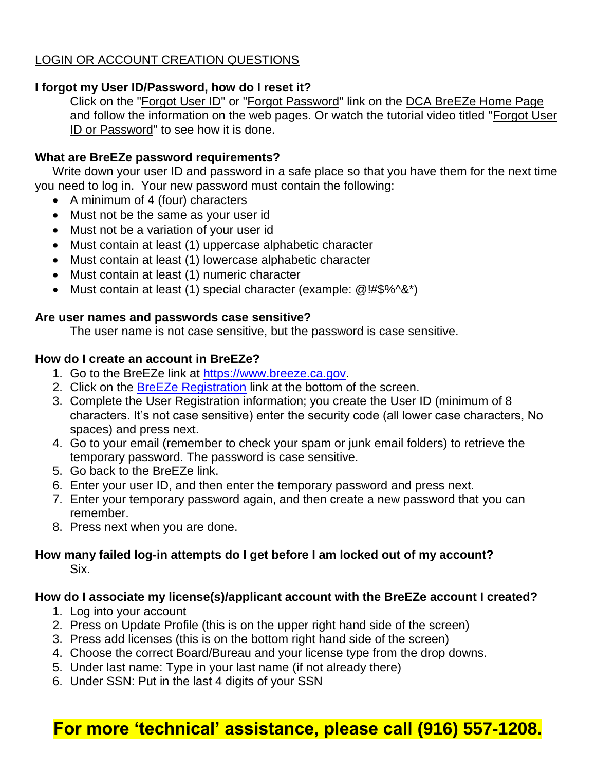## LOGIN OR ACCOUNT CREATION QUESTIONS

**I forgot my User ID/Password, how do I reset it?**

Click on the "Forgot User ID" or "Forgot Password" link on the DCA BreEZe Home Page and follow the information on the web pages. Or watch the tutorial video titled "Forgot User ID or Password" to see how it is done.

**What are BreEZe password requirements?**

Write down your user ID and password in a safe place so that you have them for the next time you need to log in. Your new password must contain the following:

- A minimum of 4 (four) characters
- Must not be the same as your user id
- Must not be a variation of your user id
- Must contain at least (1) uppercase alphabetic character
- Must contain at least (1) lowercase alphabetic character
- Must contain at least (1) numeric character
- Must contain at least (1) special character (example: @!#$%^&*)

**Are user names and passwords case sensitive?**

The user name is not case sensitive, but the password is case sensitive.

**How do I create an account in BreEZe?**

1. Go to the BreEZe link at [https://www.breeze.ca.gov](https://www.breeze.ca.gov).
2. Click on the BreEZe Registration link at the bottom of the screen.
3. Complete the User Registration information; you create the User ID (minimum of 8 characters. It's not case sensitive) enter the security code (all lower case characters, No spaces) and press next.
4. Go to your email (remember to check your spam or junk email folders) to retrieve the temporary password. The password is case sensitive.
5. Go back to the BreEZe link.
6. Enter your user ID, and then enter the temporary password and press next.
7. Enter your temporary password again, and then create a new password that you can remember.
8. Press next when you are done.

**How many failed log-in attempts do I get before I am locked out of my account?**

Six.

**How do I associate my license(s)/applicant account with the BreEZe account I created?**

1. Log into your account
2. Press on Update Profile (this is on the upper right hand side of the screen)
3. Press add licenses (this is on the bottom right hand side of the screen)
4. Choose the correct Board/Bureau and your license type from the drop downs.
5. Under last name: Type in your last name (if not already there)
6. Under SSN: Put in the last 4 digits of your SSN

**For more 'technical' assistance, please call (916) 557-1208.**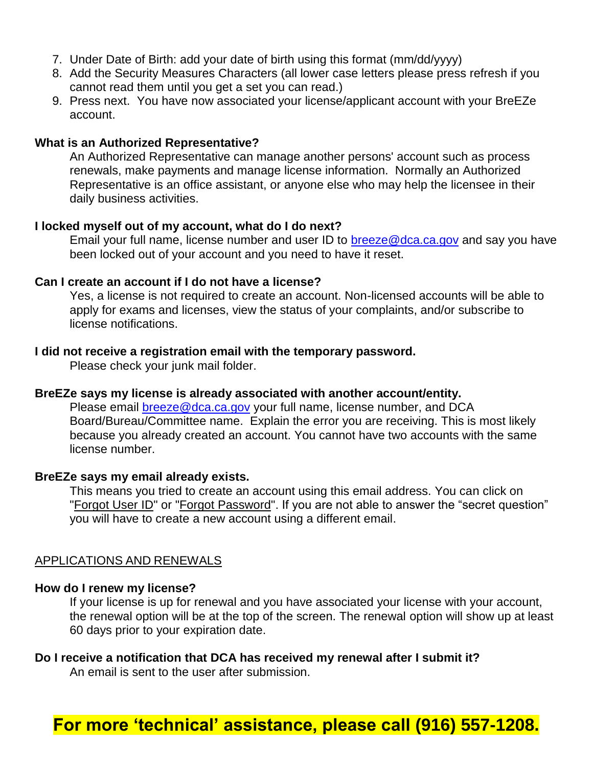7. Under Date of Birth: add your date of birth using this format (mm/dd/yyyy)
8. Add the Security Measures Characters (all lower case letters please press refresh if you cannot read them until you get a set you can read.)
9. Press next. You have now associated your license/applicant account with your BreEZe account.

**What is an Authorized Representative?**

An Authorized Representative can manage another persons' account such as process renewals, make payments and manage license information. Normally an Authorized Representative is an office assistant, or anyone else who may help the licensee in their daily business activities.

**I locked myself out of my account, what do I do next?**

Email your full name, license number and user ID to breeze@dca.ca.gov and say you have been locked out of your account and you need to have it reset.

**Can I create an account if I do not have a license?**

Yes, a license is not required to create an account. Non-licensed accounts will be able to apply for exams and licenses, view the status of your complaints, and/or subscribe to license notifications.

**I did not receive a registration email with the temporary password.**

Please check your junk mail folder.

**BreEZe says my license is already associated with another account/entity.**

Please email breeze@dca.ca.gov your full name, license number, and DCA Board/Bureau/Committee name. Explain the error you are receiving. This is most likely because you already created an account. You cannot have two accounts with the same license number.

**BreEZe says my email already exists.**

This means you tried to create an account using this email address. You can click on "Forgot User ID" or "Forgot Password". If you are not able to answer the "secret question" you will have to create a new account using a different email.

## APPLICATIONS AND RENEWALS

**How do I renew my license?**

If your license is up for renewal and you have associated your license with your account, the renewal option will be at the top of the screen. The renewal option will show up at least 60 days prior to your expiration date.

**Do I receive a notification that DCA has received my renewal after I submit it?**

An email is sent to the user after submission.

**For more 'technical' assistance, please call (916) 557-1208.**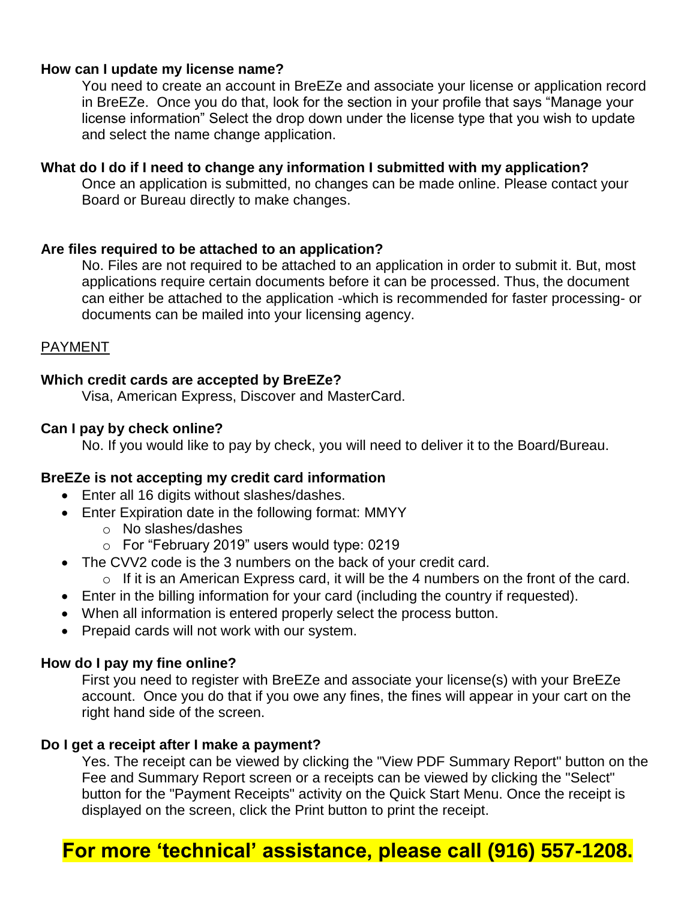**How can I update my license name?**

You need to create an account in BreEZe and associate your license or application record in BreEZe. Once you do that, look for the section in your profile that says "Manage your license information" Select the drop down under the license type that you wish to update and select the name change application.

**What do I do if I need to change any information I submitted with my application?**

Once an application is submitted, no changes can be made online. Please contact your Board or Bureau directly to make changes.

**Are files required to be attached to an application?**

No. Files are not required to be attached to an application in order to submit it. But, most applications require certain documents before it can be processed. Thus, the document can either be attached to the application -which is recommended for faster processing- or documents can be mailed into your licensing agency.

## PAYMENT

**Which credit cards are accepted by BreEZe?**

Visa, American Express, Discover and MasterCard.

**Can I pay by check online?**

No. If you would like to pay by check, you will need to deliver it to the Board/Bureau.

**BreEZe is not accepting my credit card information**

- Enter all 16 digits without slashes/dashes.
- Enter Expiration date in the following format: MMYY
  - No slashes/dashes
  - For "February 2019" users would type: 0219
- The CVV2 code is the 3 numbers on the back of your credit card.
  - If it is an American Express card, it will be the 4 numbers on the front of the card.
- Enter in the billing information for your card (including the country if requested).
- When all information is entered properly select the process button.
- Prepaid cards will not work with our system.

**How do I pay my fine online?**

First you need to register with BreEZe and associate your license(s) with your BreEZe account. Once you do that if you owe any fines, the fines will appear in your cart on the right hand side of the screen.

**Do I get a receipt after I make a payment?**

Yes. The receipt can be viewed by clicking the "View PDF Summary Report" button on the Fee and Summary Report screen or a receipts can be viewed by clicking the "Select" button for the "Payment Receipts" activity on the Quick Start Menu. Once the receipt is displayed on the screen, click the Print button to print the receipt.

**For more 'technical' assistance, please call (916) 557-1208.**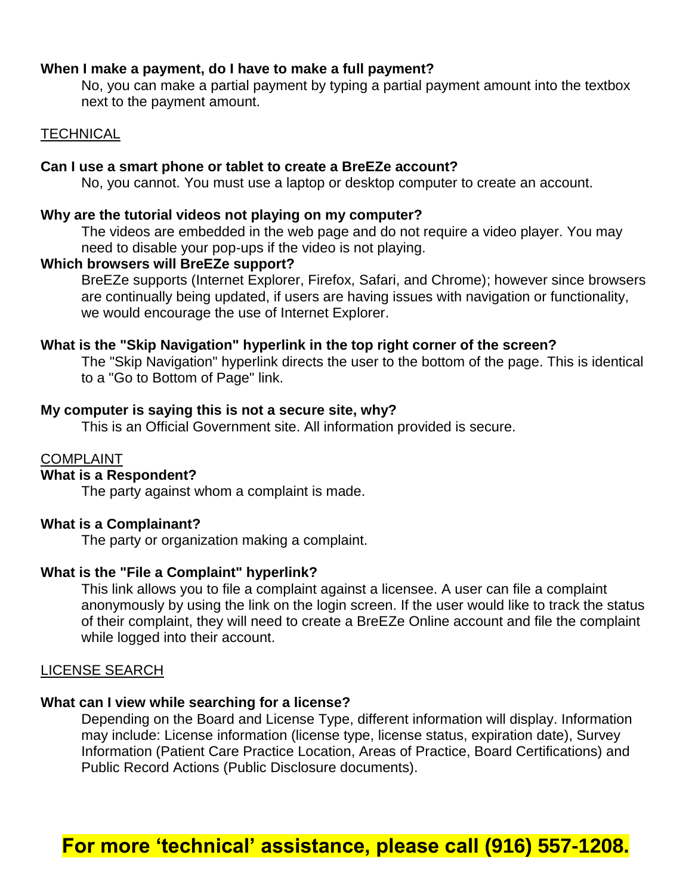**When I make a payment, do I have to make a full payment?**

No, you can make a partial payment by typing a partial payment amount into the textbox next to the payment amount.

## TECHNICAL

**Can I use a smart phone or tablet to create a BreEZe account?**

No, you cannot. You must use a laptop or desktop computer to create an account.

**Why are the tutorial videos not playing on my computer?**

The videos are embedded in the web page and do not require a video player. You may need to disable your pop-ups if the video is not playing.

**Which browsers will BreEZe support?**

BreEZe supports (Internet Explorer, Firefox, Safari, and Chrome); however since browsers are continually being updated, if users are having issues with navigation or functionality, we would encourage the use of Internet Explorer.

**What is the "Skip Navigation" hyperlink in the top right corner of the screen?**

The "Skip Navigation" hyperlink directs the user to the bottom of the page. This is identical to a "Go to Bottom of Page" link.

**My computer is saying this is not a secure site, why?**

This is an Official Government site. All information provided is secure.

## COMPLAINT

**What is a Respondent?**

The party against whom a complaint is made.

**What is a Complainant?**

The party or organization making a complaint.

**What is the "File a Complaint" hyperlink?**

This link allows you to file a complaint against a licensee. A user can file a complaint anonymously by using the link on the login screen. If the user would like to track the status of their complaint, they will need to create a BreEZe Online account and file the complaint while logged into their account.

## LICENSE SEARCH

**What can I view while searching for a license?**

Depending on the Board and License Type, different information will display. Information may include: License information (license type, license status, expiration date), Survey Information (Patient Care Practice Location, Areas of Practice, Board Certifications) and Public Record Actions (Public Disclosure documents).

**For more 'technical' assistance, please call (916) 557-1208.**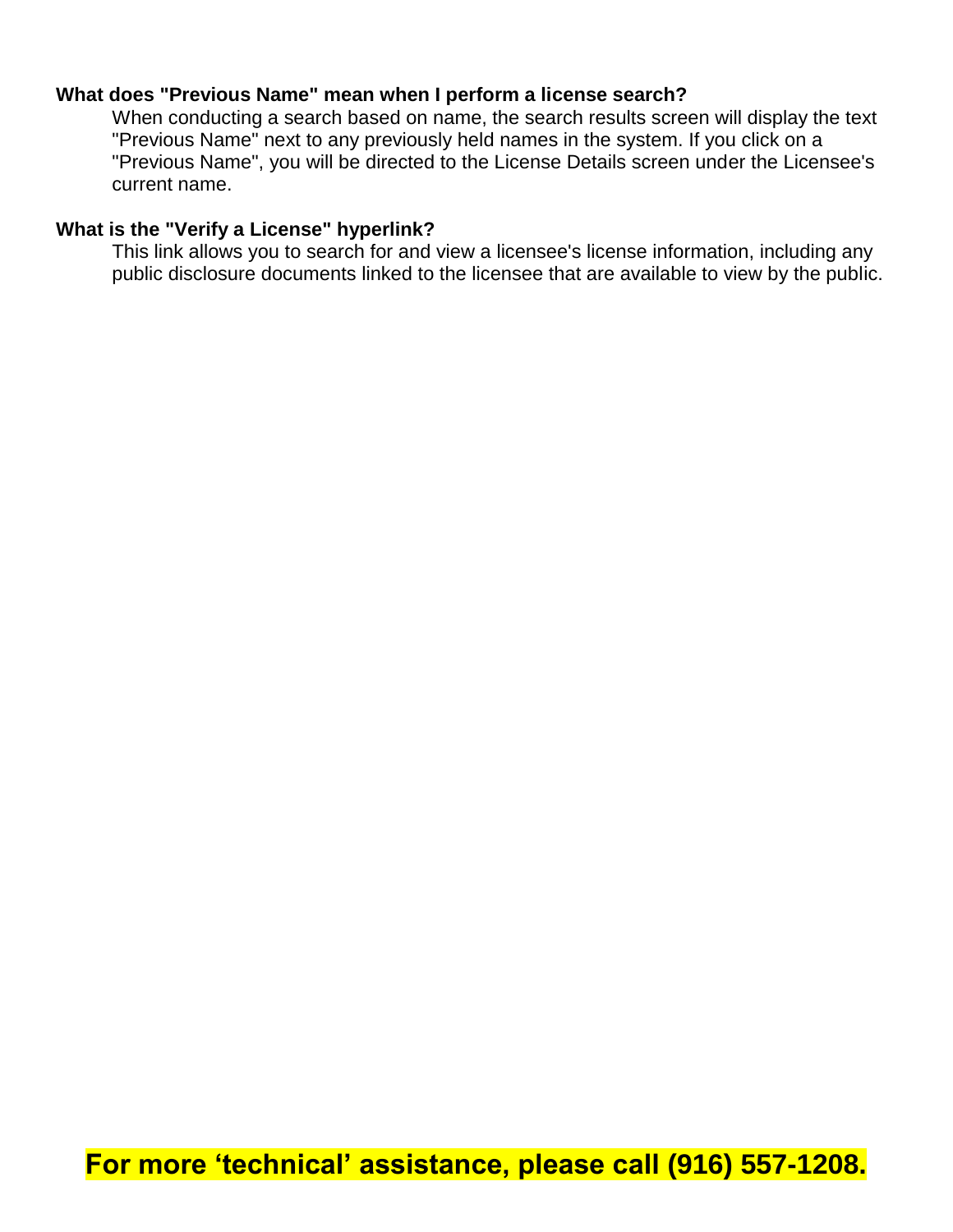**What does "Previous Name" mean when I perform a license search?**

When conducting a search based on name, the search results screen will display the text "Previous Name" next to any previously held names in the system. If you click on a "Previous Name", you will be directed to the License Details screen under the Licensee's current name.

**What is the "Verify a License" hyperlink?**

This link allows you to search for and view a licensee's license information, including any public disclosure documents linked to the licensee that are available to view by the public.

**For more 'technical' assistance, please call (916) 557-1208.**